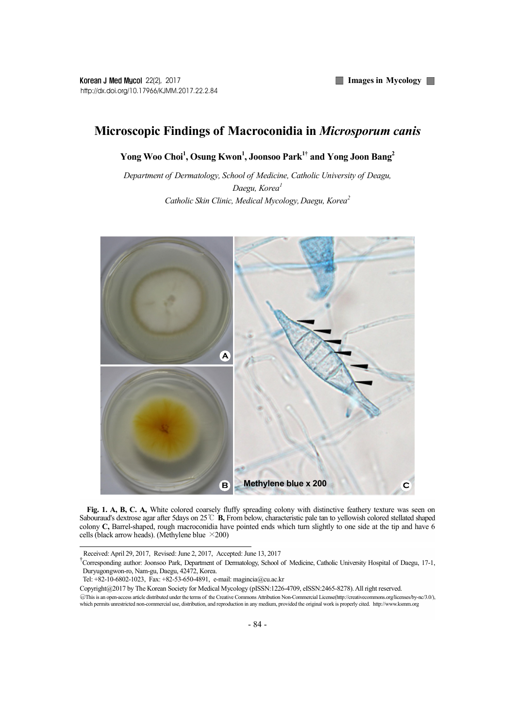# Microscopic Findings of Macroconidia in *Microsporum canis*

**Yong Woo Choi[1], Osung Kwon[1], Joonsoo Park[1†] and Yong Joon Bang[2]**

*Department of Dermatology, School of Medicine, Catholic University of Deagu, Daegu, Korea[1]*

*Catholic Skin Clinic, Medical Mycology, Daegu, Korea[2]*

**Fig. 1. A, B, C. A,** White colored coarsely fluffy spreading colony with distinctive feathery texture was seen on Sabouraud's dextrose agar after 5days on 25℃ **B,** From below, characteristic pale tan to yellowish colored stellated shaped colony **C,** Barrel-shaped, rough macroconidia have pointed ends which turn slightly to one side at the tip and have 6 cells (black arrow heads). (Methylene blue ×200)

Received: April 29, 2017, Revised: June 2, 2017, Accepted: June 13, 2017

†Corresponding author: Joonsoo Park, Department of Dermatology, School of Medicine, Catholic University Hospital of Daegu, 17-1, Duryugongwon-ro, Nam-gu, Daegu, 42472, Korea.

Tel: +82-10-6802-1023, Fax: +82-53-650-4891, e-mail: magincia@cu.ac.kr

Copyright@2017 by The Korean Society for Medical Mycology (pISSN:1226-4709, eISSN:2465-8278). All right reserved.

ⓒThis is an open-access article distributed under the terms of the Creative Commons Attribution Non-Commercial License(http://creativecommons.org/licenses/by-nc/3.0/), which permits unrestricted non-commercial use, distribution, and reproduction in any medium, provided the original work is properly cited. http://www.ksmm.org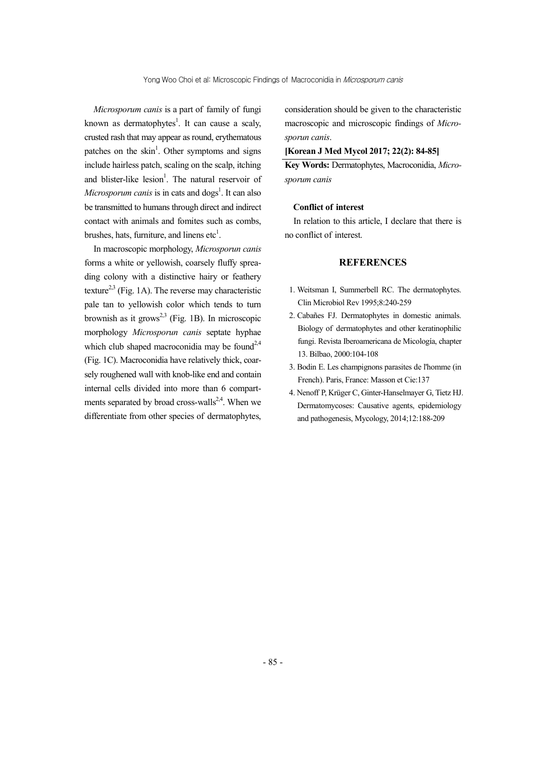*Microsporum canis* is a part of family of fungi known as dermatophytes[1]. It can cause a scaly, crusted rash that may appear as round, erythematous patches on the skin[1]. Other symptoms and signs include hairless patch, scaling on the scalp, itching and blister-like lesion[1]. The natural reservoir of *Microsporum canis* is in cats and dogs[1]. It can also be transmitted to humans through direct and indirect contact with animals and fomites such as combs, brushes, hats, furniture, and linens etc[1].

In macroscopic morphology, *Microsporun canis* forms a white or yellowish, coarsely fluffy spreading colony with a distinctive hairy or feathery texture[2,3] (Fig. 1A). The reverse may characteristic pale tan to yellowish color which tends to turn brownish as it grows[2,3] (Fig. 1B). In microscopic morphology *Microsporun canis* septate hyphae which club shaped macroconidia may be found[2,4] (Fig. 1C). Macroconidia have relatively thick, coarsely roughened wall with knob-like end and contain internal cells divided into more than 6 compartments separated by broad cross-walls[2,4]. When we differentiate from other species of dermatophytes, consideration should be given to the characteristic macroscopic and microscopic findings of *Microsporun canis*.

**[Korean J Med Mycol 2017; 22(2): 84-85]**

**Key Words:** Dermatophytes, Macroconidia, *Microsporum canis*

**Conflict of interest**

In relation to this article, I declare that there is no conflict of interest.

## REFERENCES

1. Weitsman I, Summerbell RC. The dermatophytes. Clin Microbiol Rev 1995;8:240-259
2. Cabañes FJ. Dermatophytes in domestic animals. Biology of dermatophytes and other keratinophilic fungi. Revista Iberoamericana de Micología, chapter 13. Bilbao, 2000:104-108
3. Bodin E. Les champignons parasites de l'homme (in French). Paris, France: Masson et Cie:137
4. Nenoff P, Krüger C, Ginter-Hanselmayer G, Tietz HJ. Dermatomycoses: Causative agents, epidemiology and pathogenesis, Mycology, 2014;12:188-209